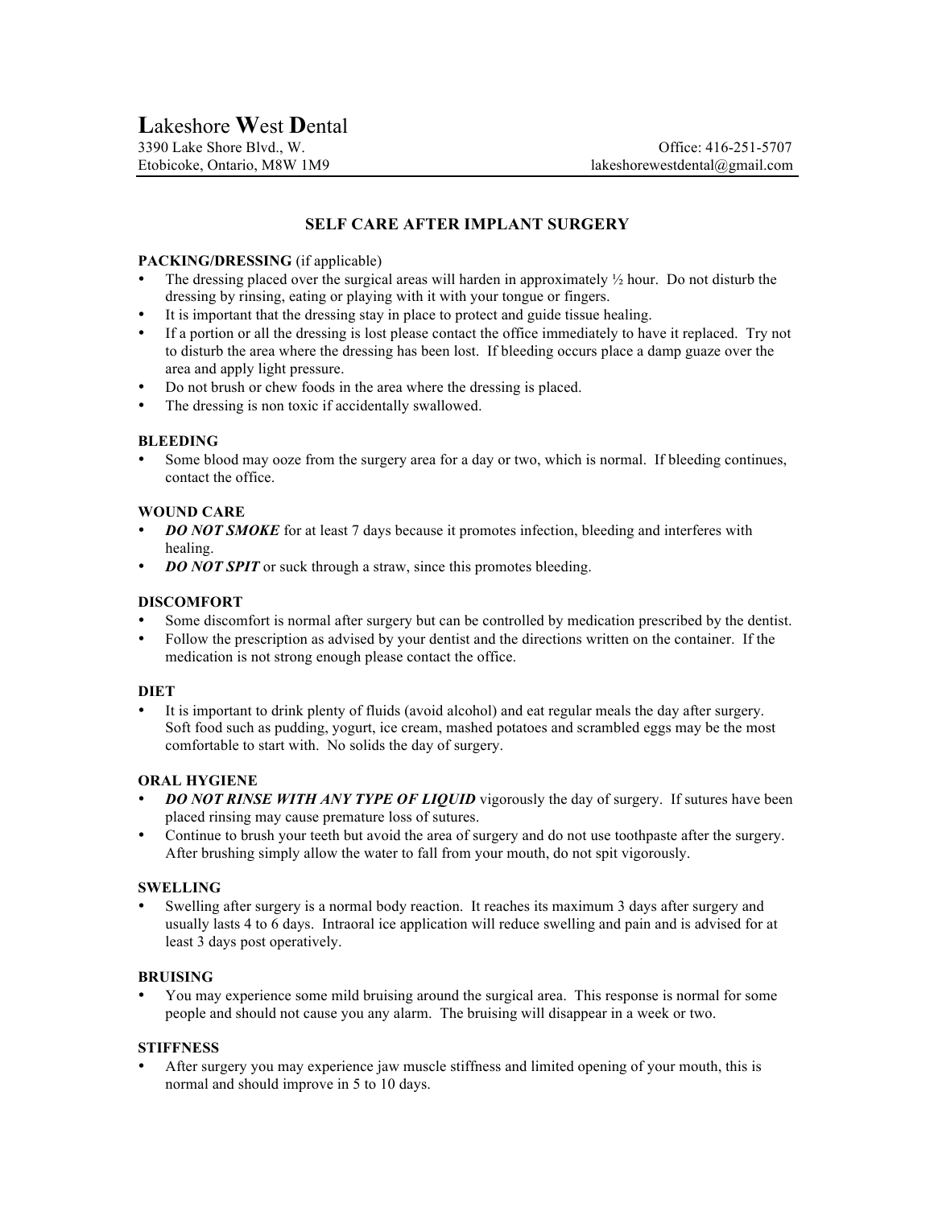# Lakeshore West Dental

3390 Lake Shore Blvd., W.
Etobicoke, Ontario, M8W 1M9

Office: 416-251-5707
lakeshorewestdental@gmail.com

## SELF CARE AFTER IMPLANT SURGERY

**PACKING/DRESSING** (if applicable)

- The dressing placed over the surgical areas will harden in approximately ½ hour. Do not disturb the dressing by rinsing, eating or playing with it with your tongue or fingers.
- It is important that the dressing stay in place to protect and guide tissue healing.
- If a portion or all the dressing is lost please contact the office immediately to have it replaced. Try not to disturb the area where the dressing has been lost. If bleeding occurs place a damp guaze over the area and apply light pressure.
- Do not brush or chew foods in the area where the dressing is placed.
- The dressing is non toxic if accidentally swallowed.

**BLEEDING**

- Some blood may ooze from the surgery area for a day or two, which is normal. If bleeding continues, contact the office.

**WOUND CARE**

- ***DO NOT SMOKE*** for at least 7 days because it promotes infection, bleeding and interferes with healing.
- ***DO NOT SPIT*** or suck through a straw, since this promotes bleeding.

**DISCOMFORT**

- Some discomfort is normal after surgery but can be controlled by medication prescribed by the dentist.
- Follow the prescription as advised by your dentist and the directions written on the container. If the medication is not strong enough please contact the office.

**DIET**

- It is important to drink plenty of fluids (avoid alcohol) and eat regular meals the day after surgery. Soft food such as pudding, yogurt, ice cream, mashed potatoes and scrambled eggs may be the most comfortable to start with. No solids the day of surgery.

**ORAL HYGIENE**

- ***DO NOT RINSE WITH ANY TYPE OF LIQUID*** vigorously the day of surgery. If sutures have been placed rinsing may cause premature loss of sutures.
- Continue to brush your teeth but avoid the area of surgery and do not use toothpaste after the surgery. After brushing simply allow the water to fall from your mouth, do not spit vigorously.

**SWELLING**

- Swelling after surgery is a normal body reaction. It reaches its maximum 3 days after surgery and usually lasts 4 to 6 days. Intraoral ice application will reduce swelling and pain and is advised for at least 3 days post operatively.

**BRUISING**

- You may experience some mild bruising around the surgical area. This response is normal for some people and should not cause you any alarm. The bruising will disappear in a week or two.

**STIFFNESS**

- After surgery you may experience jaw muscle stiffness and limited opening of your mouth, this is normal and should improve in 5 to 10 days.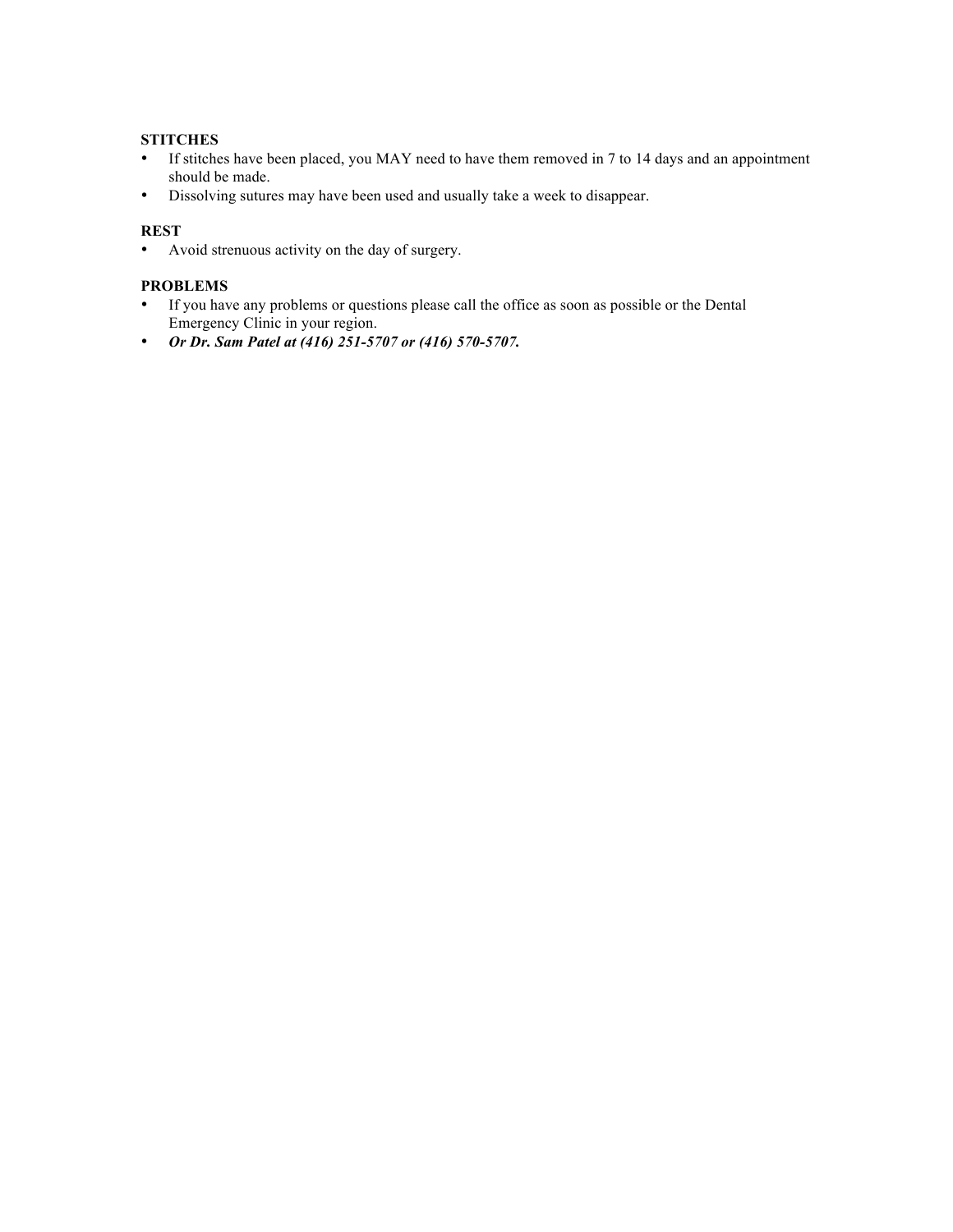**STITCHES**

- If stitches have been placed, you MAY need to have them removed in 7 to 14 days and an appointment should be made.
- Dissolving sutures may have been used and usually take a week to disappear.

**REST**

- Avoid strenuous activity on the day of surgery.

**PROBLEMS**

- If you have any problems or questions please call the office as soon as possible or the Dental Emergency Clinic in your region.
- ***Or Dr. Sam Patel at (416) 251-5707 or (416) 570-5707.***